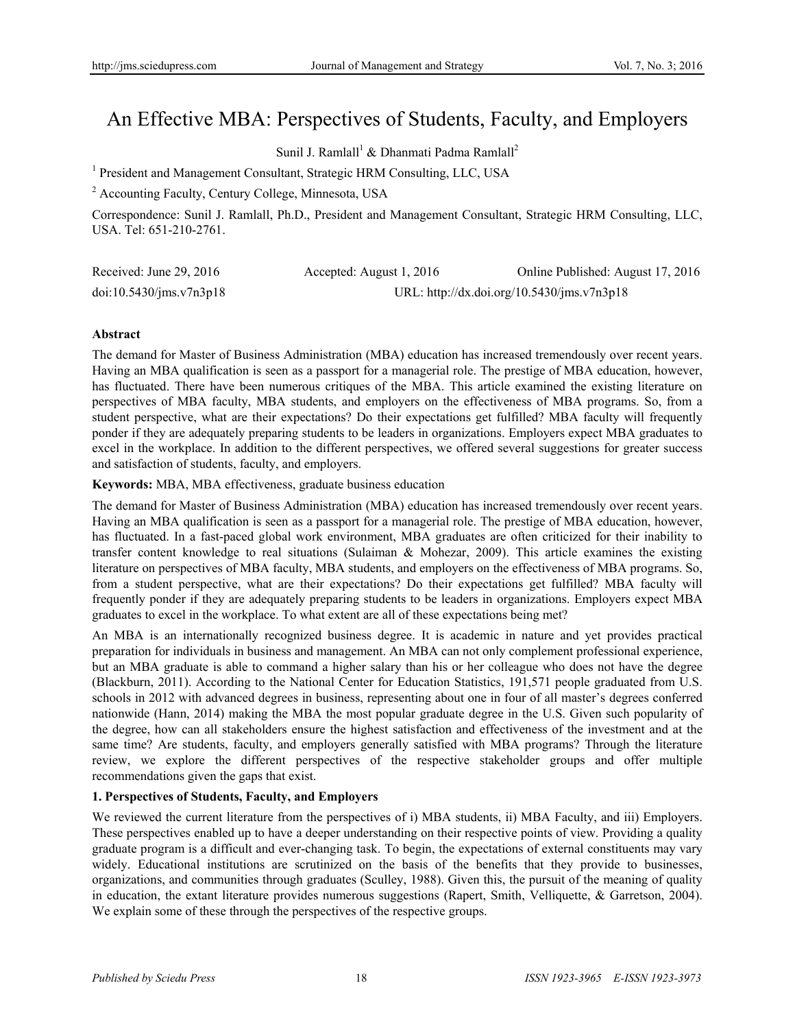# An Effective MBA: Perspectives of Students, Faculty, and Employers

Sunil J. Ramlall[1] & Dhanmati Padma Ramlall[2]

[1] President and Management Consultant, Strategic HRM Consulting, LLC, USA

[2] Accounting Faculty, Century College, Minnesota, USA

Correspondence: Sunil J. Ramlall, Ph.D., President and Management Consultant, Strategic HRM Consulting, LLC, USA. Tel: 651-210-2761.

Received: June 29, 2016 Accepted: August 1, 2016 Online Published: August 17, 2016

doi:10.5430/jms.v7n3p18 URL: http://dx.doi.org/10.5430/jms.v7n3p18

**Abstract**

The demand for Master of Business Administration (MBA) education has increased tremendously over recent years. Having an MBA qualification is seen as a passport for a managerial role. The prestige of MBA education, however, has fluctuated. There have been numerous critiques of the MBA. This article examined the existing literature on perspectives of MBA faculty, MBA students, and employers on the effectiveness of MBA programs. So, from a student perspective, what are their expectations? Do their expectations get fulfilled? MBA faculty will frequently ponder if they are adequately preparing students to be leaders in organizations. Employers expect MBA graduates to excel in the workplace. In addition to the different perspectives, we offered several suggestions for greater success and satisfaction of students, faculty, and employers.

**Keywords:** MBA, MBA effectiveness, graduate business education

The demand for Master of Business Administration (MBA) education has increased tremendously over recent years. Having an MBA qualification is seen as a passport for a managerial role. The prestige of MBA education, however, has fluctuated. In a fast-paced global work environment, MBA graduates are often criticized for their inability to transfer content knowledge to real situations (Sulaiman & Mohezar, 2009). This article examines the existing literature on perspectives of MBA faculty, MBA students, and employers on the effectiveness of MBA programs. So, from a student perspective, what are their expectations? Do their expectations get fulfilled? MBA faculty will frequently ponder if they are adequately preparing students to be leaders in organizations. Employers expect MBA graduates to excel in the workplace. To what extent are all of these expectations being met?

An MBA is an internationally recognized business degree. It is academic in nature and yet provides practical preparation for individuals in business and management. An MBA can not only complement professional experience, but an MBA graduate is able to command a higher salary than his or her colleague who does not have the degree (Blackburn, 2011). According to the National Center for Education Statistics, 191,571 people graduated from U.S. schools in 2012 with advanced degrees in business, representing about one in four of all master's degrees conferred nationwide (Hann, 2014) making the MBA the most popular graduate degree in the U.S. Given such popularity of the degree, how can all stakeholders ensure the highest satisfaction and effectiveness of the investment and at the same time? Are students, faculty, and employers generally satisfied with MBA programs? Through the literature review, we explore the different perspectives of the respective stakeholder groups and offer multiple recommendations given the gaps that exist.

## 1. Perspectives of Students, Faculty, and Employers

We reviewed the current literature from the perspectives of i) MBA students, ii) MBA Faculty, and iii) Employers. These perspectives enabled up to have a deeper understanding on their respective points of view. Providing a quality graduate program is a difficult and ever-changing task. To begin, the expectations of external constituents may vary widely. Educational institutions are scrutinized on the basis of the benefits that they provide to businesses, organizations, and communities through graduates (Sculley, 1988). Given this, the pursuit of the meaning of quality in education, the extant literature provides numerous suggestions (Rapert, Smith, Velliquette, & Garretson, 2004). We explain some of these through the perspectives of the respective groups.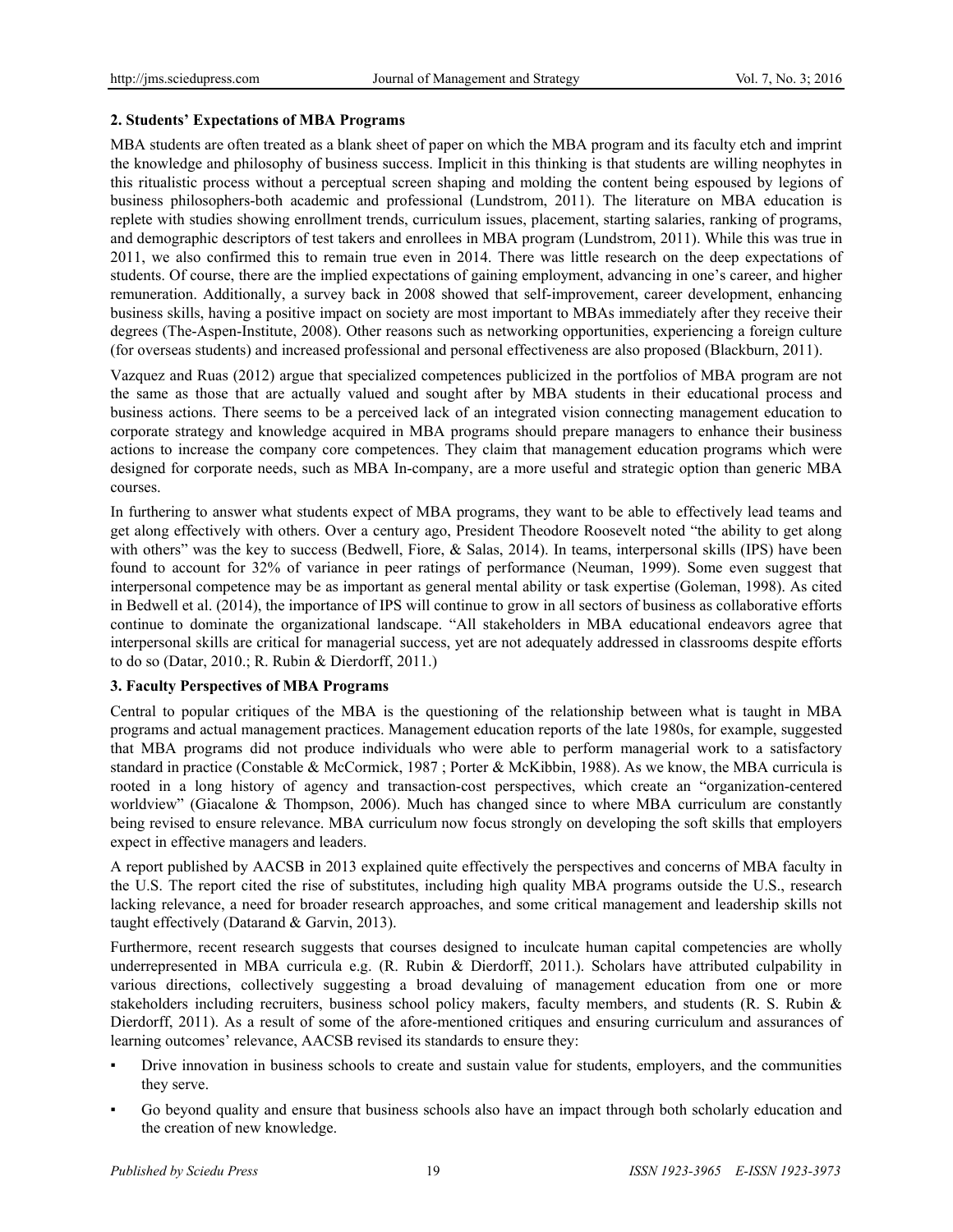## 2. Students' Expectations of MBA Programs

MBA students are often treated as a blank sheet of paper on which the MBA program and its faculty etch and imprint the knowledge and philosophy of business success. Implicit in this thinking is that students are willing neophytes in this ritualistic process without a perceptual screen shaping and molding the content being espoused by legions of business philosophers-both academic and professional (Lundstrom, 2011). The literature on MBA education is replete with studies showing enrollment trends, curriculum issues, placement, starting salaries, ranking of programs, and demographic descriptors of test takers and enrollees in MBA program (Lundstrom, 2011). While this was true in 2011, we also confirmed this to remain true even in 2014. There was little research on the deep expectations of students. Of course, there are the implied expectations of gaining employment, advancing in one's career, and higher remuneration. Additionally, a survey back in 2008 showed that self-improvement, career development, enhancing business skills, having a positive impact on society are most important to MBAs immediately after they receive their degrees (The-Aspen-Institute, 2008). Other reasons such as networking opportunities, experiencing a foreign culture (for overseas students) and increased professional and personal effectiveness are also proposed (Blackburn, 2011).

Vazquez and Ruas (2012) argue that specialized competences publicized in the portfolios of MBA program are not the same as those that are actually valued and sought after by MBA students in their educational process and business actions. There seems to be a perceived lack of an integrated vision connecting management education to corporate strategy and knowledge acquired in MBA programs should prepare managers to enhance their business actions to increase the company core competences. They claim that management education programs which were designed for corporate needs, such as MBA In-company, are a more useful and strategic option than generic MBA courses.

In furthering to answer what students expect of MBA programs, they want to be able to effectively lead teams and get along effectively with others. Over a century ago, President Theodore Roosevelt noted "the ability to get along with others" was the key to success (Bedwell, Fiore, & Salas, 2014). In teams, interpersonal skills (IPS) have been found to account for 32% of variance in peer ratings of performance (Neuman, 1999). Some even suggest that interpersonal competence may be as important as general mental ability or task expertise (Goleman, 1998). As cited in Bedwell et al. (2014), the importance of IPS will continue to grow in all sectors of business as collaborative efforts continue to dominate the organizational landscape. "All stakeholders in MBA educational endeavors agree that interpersonal skills are critical for managerial success, yet are not adequately addressed in classrooms despite efforts to do so (Datar, 2010.; R. Rubin & Dierdorff, 2011.)

## 3. Faculty Perspectives of MBA Programs

Central to popular critiques of the MBA is the questioning of the relationship between what is taught in MBA programs and actual management practices. Management education reports of the late 1980s, for example, suggested that MBA programs did not produce individuals who were able to perform managerial work to a satisfactory standard in practice (Constable & McCormick, 1987 ; Porter & McKibbin, 1988). As we know, the MBA curricula is rooted in a long history of agency and transaction-cost perspectives, which create an "organization-centered worldview" (Giacalone & Thompson, 2006). Much has changed since to where MBA curriculum are constantly being revised to ensure relevance. MBA curriculum now focus strongly on developing the soft skills that employers expect in effective managers and leaders.

A report published by AACSB in 2013 explained quite effectively the perspectives and concerns of MBA faculty in the U.S. The report cited the rise of substitutes, including high quality MBA programs outside the U.S., research lacking relevance, a need for broader research approaches, and some critical management and leadership skills not taught effectively (Datarand & Garvin, 2013).

Furthermore, recent research suggests that courses designed to inculcate human capital competencies are wholly underrepresented in MBA curricula e.g. (R. Rubin & Dierdorff, 2011.). Scholars have attributed culpability in various directions, collectively suggesting a broad devaluing of management education from one or more stakeholders including recruiters, business school policy makers, faculty members, and students (R. S. Rubin & Dierdorff, 2011). As a result of some of the afore-mentioned critiques and ensuring curriculum and assurances of learning outcomes' relevance, AACSB revised its standards to ensure they:

- Drive innovation in business schools to create and sustain value for students, employers, and the communities they serve.
- Go beyond quality and ensure that business schools also have an impact through both scholarly education and the creation of new knowledge.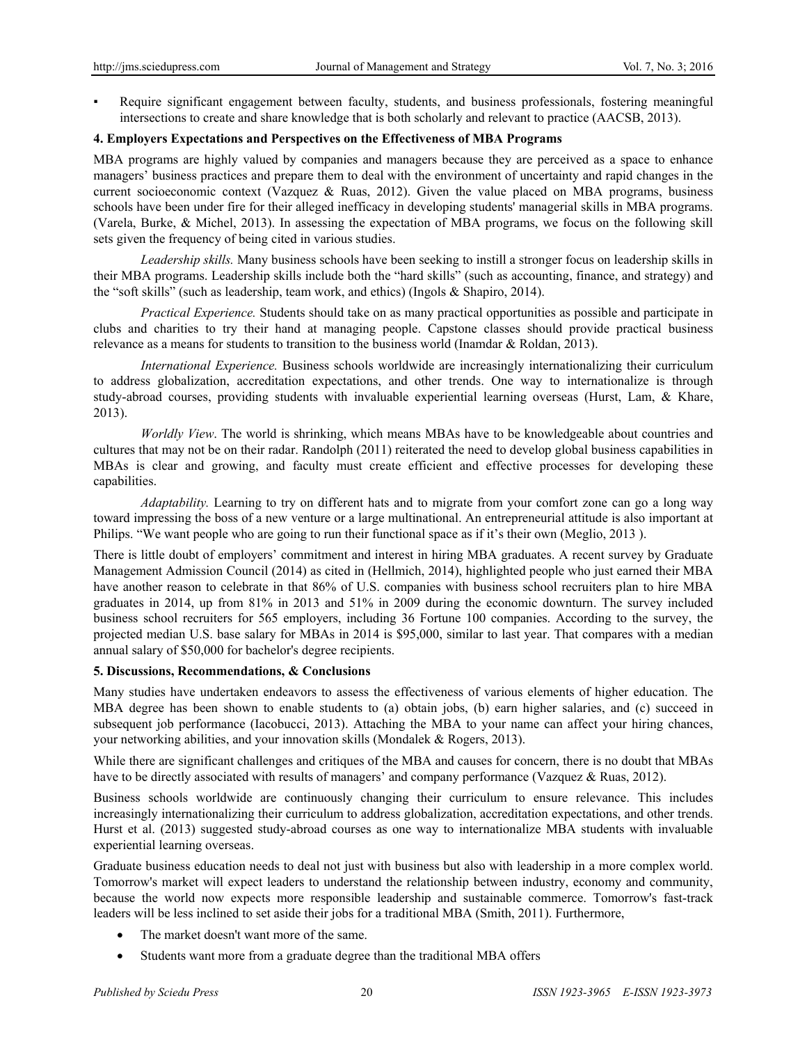- Require significant engagement between faculty, students, and business professionals, fostering meaningful intersections to create and share knowledge that is both scholarly and relevant to practice (AACSB, 2013).

## 4. Employers Expectations and Perspectives on the Effectiveness of MBA Programs

MBA programs are highly valued by companies and managers because they are perceived as a space to enhance managers' business practices and prepare them to deal with the environment of uncertainty and rapid changes in the current socioeconomic context (Vazquez & Ruas, 2012). Given the value placed on MBA programs, business schools have been under fire for their alleged inefficacy in developing students' managerial skills in MBA programs. (Varela, Burke, & Michel, 2013). In assessing the expectation of MBA programs, we focus on the following skill sets given the frequency of being cited in various studies.

*Leadership skills.* Many business schools have been seeking to instill a stronger focus on leadership skills in their MBA programs. Leadership skills include both the "hard skills" (such as accounting, finance, and strategy) and the "soft skills" (such as leadership, team work, and ethics) (Ingols & Shapiro, 2014).

*Practical Experience.* Students should take on as many practical opportunities as possible and participate in clubs and charities to try their hand at managing people. Capstone classes should provide practical business relevance as a means for students to transition to the business world (Inamdar & Roldan, 2013).

*International Experience.* Business schools worldwide are increasingly internationalizing their curriculum to address globalization, accreditation expectations, and other trends. One way to internationalize is through study-abroad courses, providing students with invaluable experiential learning overseas (Hurst, Lam, & Khare, 2013).

*Worldly View*. The world is shrinking, which means MBAs have to be knowledgeable about countries and cultures that may not be on their radar. Randolph (2011) reiterated the need to develop global business capabilities in MBAs is clear and growing, and faculty must create efficient and effective processes for developing these capabilities.

*Adaptability.* Learning to try on different hats and to migrate from your comfort zone can go a long way toward impressing the boss of a new venture or a large multinational. An entrepreneurial attitude is also important at Philips. "We want people who are going to run their functional space as if it's their own (Meglio, 2013 ).

There is little doubt of employers' commitment and interest in hiring MBA graduates. A recent survey by Graduate Management Admission Council (2014) as cited in (Hellmich, 2014), highlighted people who just earned their MBA have another reason to celebrate in that 86% of U.S. companies with business school recruiters plan to hire MBA graduates in 2014, up from 81% in 2013 and 51% in 2009 during the economic downturn. The survey included business school recruiters for 565 employers, including 36 Fortune 100 companies. According to the survey, the projected median U.S. base salary for MBAs in 2014 is $95,000, similar to last year. That compares with a median annual salary of $50,000 for bachelor's degree recipients.

## 5. Discussions, Recommendations, & Conclusions

Many studies have undertaken endeavors to assess the effectiveness of various elements of higher education. The MBA degree has been shown to enable students to (a) obtain jobs, (b) earn higher salaries, and (c) succeed in subsequent job performance (Iacobucci, 2013). Attaching the MBA to your name can affect your hiring chances, your networking abilities, and your innovation skills (Mondalek & Rogers, 2013).

While there are significant challenges and critiques of the MBA and causes for concern, there is no doubt that MBAs have to be directly associated with results of managers' and company performance (Vazquez & Ruas, 2012).

Business schools worldwide are continuously changing their curriculum to ensure relevance. This includes increasingly internationalizing their curriculum to address globalization, accreditation expectations, and other trends. Hurst et al. (2013) suggested study-abroad courses as one way to internationalize MBA students with invaluable experiential learning overseas.

Graduate business education needs to deal not just with business but also with leadership in a more complex world. Tomorrow's market will expect leaders to understand the relationship between industry, economy and community, because the world now expects more responsible leadership and sustainable commerce. Tomorrow's fast-track leaders will be less inclined to set aside their jobs for a traditional MBA (Smith, 2011). Furthermore,

- The market doesn't want more of the same.
- Students want more from a graduate degree than the traditional MBA offers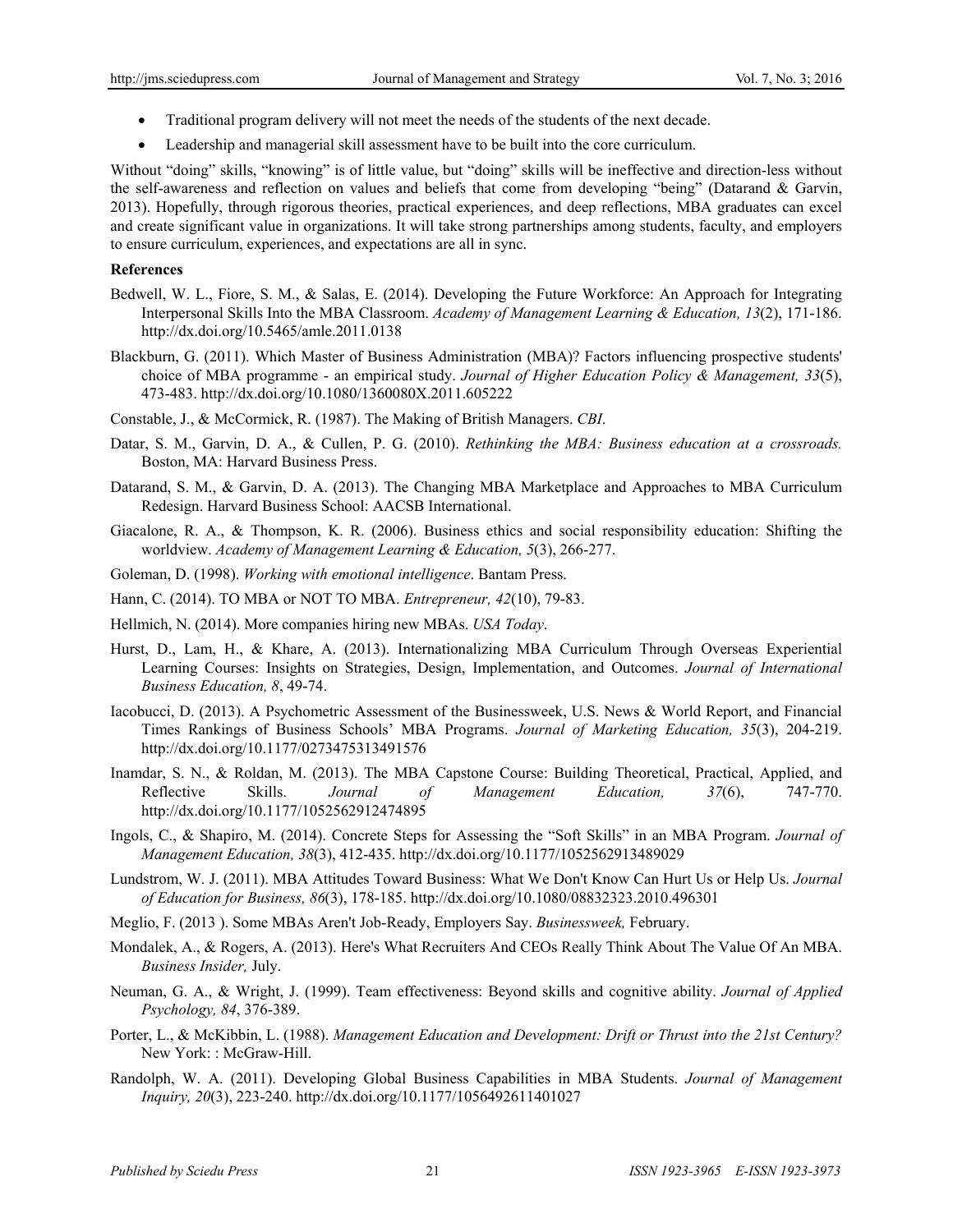- Traditional program delivery will not meet the needs of the students of the next decade.
- Leadership and managerial skill assessment have to be built into the core curriculum.

Without "doing" skills, "knowing" is of little value, but "doing" skills will be ineffective and direction-less without the self-awareness and reflection on values and beliefs that come from developing "being" (Datarand & Garvin, 2013). Hopefully, through rigorous theories, practical experiences, and deep reflections, MBA graduates can excel and create significant value in organizations. It will take strong partnerships among students, faculty, and employers to ensure curriculum, experiences, and expectations are all in sync.

**References**

Bedwell, W. L., Fiore, S. M., & Salas, E. (2014). Developing the Future Workforce: An Approach for Integrating Interpersonal Skills Into the MBA Classroom. *Academy of Management Learning & Education, 13*(2), 171-186. http://dx.doi.org/10.5465/amle.2011.0138

Blackburn, G. (2011). Which Master of Business Administration (MBA)? Factors influencing prospective students' choice of MBA programme - an empirical study. *Journal of Higher Education Policy & Management, 33*(5), 473-483. http://dx.doi.org/10.1080/1360080X.2011.605222

Constable, J., & McCormick, R. (1987). The Making of British Managers. *CBI*.

Datar, S. M., Garvin, D. A., & Cullen, P. G. (2010). *Rethinking the MBA: Business education at a crossroads.* Boston, MA: Harvard Business Press.

Datarand, S. M., & Garvin, D. A. (2013). The Changing MBA Marketplace and Approaches to MBA Curriculum Redesign. Harvard Business School: AACSB International.

Giacalone, R. A., & Thompson, K. R. (2006). Business ethics and social responsibility education: Shifting the worldview. *Academy of Management Learning & Education, 5*(3), 266-277.

Goleman, D. (1998). *Working with emotional intelligence*. Bantam Press.

Hann, C. (2014). TO MBA or NOT TO MBA. *Entrepreneur, 42*(10), 79-83.

Hellmich, N. (2014). More companies hiring new MBAs. *USA Today*.

Hurst, D., Lam, H., & Khare, A. (2013). Internationalizing MBA Curriculum Through Overseas Experiential Learning Courses: Insights on Strategies, Design, Implementation, and Outcomes. *Journal of International Business Education, 8*, 49-74.

Iacobucci, D. (2013). A Psychometric Assessment of the Businessweek, U.S. News & World Report, and Financial Times Rankings of Business Schools' MBA Programs. *Journal of Marketing Education, 35*(3), 204-219. http://dx.doi.org/10.1177/0273475313491576

Inamdar, S. N., & Roldan, M. (2013). The MBA Capstone Course: Building Theoretical, Practical, Applied, and Reflective Skills. *Journal of Management Education, 37*(6), 747-770. http://dx.doi.org/10.1177/1052562912474895

Ingols, C., & Shapiro, M. (2014). Concrete Steps for Assessing the "Soft Skills" in an MBA Program. *Journal of Management Education, 38*(3), 412-435. http://dx.doi.org/10.1177/1052562913489029

Lundstrom, W. J. (2011). MBA Attitudes Toward Business: What We Don't Know Can Hurt Us or Help Us. *Journal of Education for Business, 86*(3), 178-185. http://dx.doi.org/10.1080/08832323.2010.496301

Meglio, F. (2013 ). Some MBAs Aren't Job-Ready, Employers Say. *Businessweek,* February.

Mondalek, A., & Rogers, A. (2013). Here's What Recruiters And CEOs Really Think About The Value Of An MBA. *Business Insider,* July.

Neuman, G. A., & Wright, J. (1999). Team effectiveness: Beyond skills and cognitive ability. *Journal of Applied Psychology, 84*, 376-389.

Porter, L., & McKibbin, L. (1988). *Management Education and Development: Drift or Thrust into the 21st Century?* New York: : McGraw-Hill.

Randolph, W. A. (2011). Developing Global Business Capabilities in MBA Students. *Journal of Management Inquiry, 20*(3), 223-240. http://dx.doi.org/10.1177/1056492611401027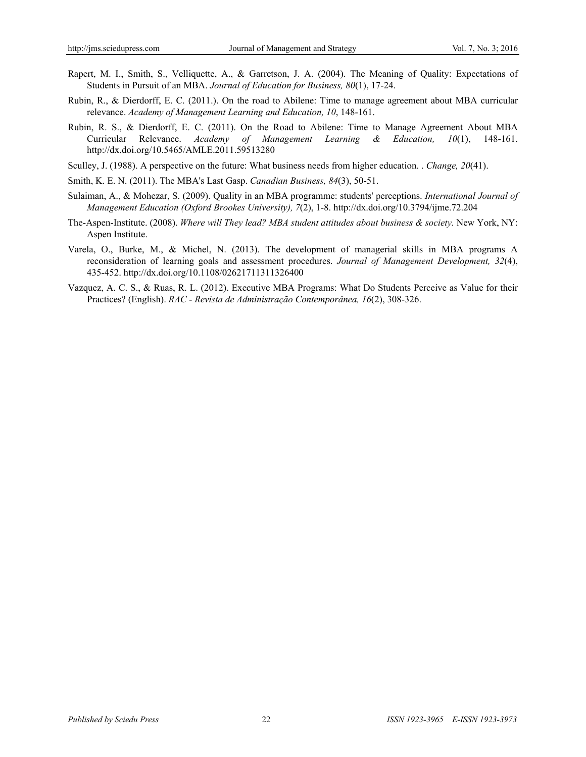Rapert, M. I., Smith, S., Velliquette, A., & Garretson, J. A. (2004). The Meaning of Quality: Expectations of Students in Pursuit of an MBA. *Journal of Education for Business, 80*(1), 17-24.

Rubin, R., & Dierdorff, E. C. (2011.). On the road to Abilene: Time to manage agreement about MBA curricular relevance. *Academy of Management Learning and Education, 10*, 148-161.

Rubin, R. S., & Dierdorff, E. C. (2011). On the Road to Abilene: Time to Manage Agreement About MBA Curricular Relevance. *Academy of Management Learning & Education, 10*(1), 148-161. http://dx.doi.org/10.5465/AMLE.2011.59513280

Sculley, J. (1988). A perspective on the future: What business needs from higher education. . *Change, 20*(41).

Smith, K. E. N. (2011). The MBA's Last Gasp. *Canadian Business, 84*(3), 50-51.

Sulaiman, A., & Mohezar, S. (2009). Quality in an MBA programme: students' perceptions. *International Journal of Management Education (Oxford Brookes University), 7*(2), 1-8. http://dx.doi.org/10.3794/ijme.72.204

The-Aspen-Institute. (2008). *Where will They lead? MBA student attitudes about business & society.* New York, NY: Aspen Institute.

Varela, O., Burke, M., & Michel, N. (2013). The development of managerial skills in MBA programs A reconsideration of learning goals and assessment procedures. *Journal of Management Development, 32*(4), 435-452. http://dx.doi.org/10.1108/02621711311326400

Vazquez, A. C. S., & Ruas, R. L. (2012). Executive MBA Programs: What Do Students Perceive as Value for their Practices? (English). *RAC - Revista de Administração Contemporânea, 16*(2), 308-326.